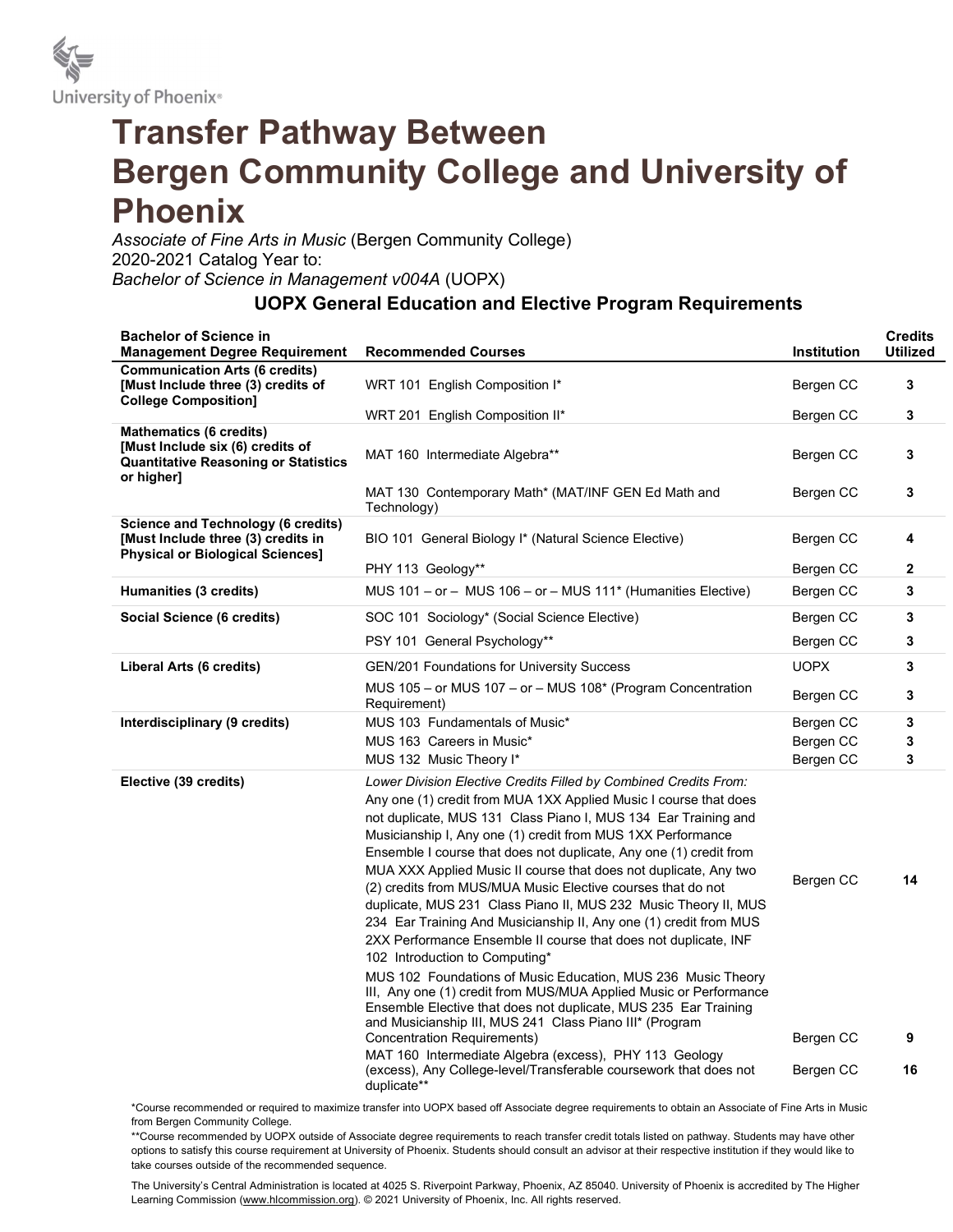University of Phoenix®

# Transfer Pathway Between Bergen Community College and University of Phoenix

*Associate of Fine Arts in Music* (Bergen Community College)
2020-2021 Catalog Year to:
*Bachelor of Science in Management v004A* (UOPX)

## UOPX General Education and Elective Program Requirements

| Bachelor of Science in Management Degree Requirement | Recommended Courses | Institution | Credits Utilized |
|---|---|---|---|
| **Communication Arts (6 credits) [Must Include three (3) credits of College Composition]** | WRT 101 English Composition I* | Bergen CC | **3** |
| | WRT 201 English Composition II* | Bergen CC | **3** |
| **Mathematics (6 credits) [Must Include six (6) credits of Quantitative Reasoning or Statistics or higher]** | MAT 160 Intermediate Algebra** | Bergen CC | **3** |
| | MAT 130 Contemporary Math* (MAT/INF GEN Ed Math and Technology) | Bergen CC | **3** |
| **Science and Technology (6 credits) [Must Include three (3) credits in Physical or Biological Sciences]** | BIO 101 General Biology I* (Natural Science Elective) | Bergen CC | **4** |
| | PHY 113 Geology** | Bergen CC | **2** |
| **Humanities (3 credits)** | MUS 101 – or – MUS 106 – or – MUS 111* (Humanities Elective) | Bergen CC | **3** |
| **Social Science (6 credits)** | SOC 101 Sociology* (Social Science Elective) | Bergen CC | **3** |
| | PSY 101 General Psychology** | Bergen CC | **3** |
| **Liberal Arts (6 credits)** | GEN/201 Foundations for University Success | UOPX | **3** |
| | MUS 105 – or MUS 107 – or – MUS 108* (Program Concentration Requirement) | Bergen CC | **3** |
| **Interdisciplinary (9 credits)** | MUS 103 Fundamentals of Music* | Bergen CC | **3** |
| | MUS 163 Careers in Music* | Bergen CC | **3** |
| | MUS 132 Music Theory I* | Bergen CC | **3** |
| **Elective (39 credits)** | *Lower Division Elective Credits Filled by Combined Credits From:* Any one (1) credit from MUA 1XX Applied Music I course that does not duplicate, MUS 131 Class Piano I, MUS 134 Ear Training and Musicianship I, Any one (1) credit from MUS 1XX Performance Ensemble I course that does not duplicate, Any one (1) credit from MUA XXX Applied Music II course that does not duplicate, Any two (2) credits from MUS/MUA Music Elective courses that do not duplicate, MUS 231 Class Piano II, MUS 232 Music Theory II, MUS 234 Ear Training And Musicianship II, Any one (1) credit from MUS 2XX Performance Ensemble II course that does not duplicate, INF 102 Introduction to Computing* | Bergen CC | **14** |
| | MUS 102 Foundations of Music Education, MUS 236 Music Theory III, Any one (1) credit from MUS/MUA Applied Music or Performance Ensemble Elective that does not duplicate, MUS 235 Ear Training and Musicianship III, MUS 241 Class Piano III* (Program Concentration Requirements) | Bergen CC | **9** |
| | MAT 160 Intermediate Algebra (excess), PHY 113 Geology (excess), Any College-level/Transferable coursework that does not duplicate** | Bergen CC | **16** |

*Course recommended or required to maximize transfer into UOPX based off Associate degree requirements to obtain an Associate of Fine Arts in Music from Bergen Community College.

**Course recommended by UOPX outside of Associate degree requirements to reach transfer credit totals listed on pathway. Students may have other options to satisfy this course requirement at University of Phoenix. Students should consult an advisor at their respective institution if they would like to take courses outside of the recommended sequence.

The University's Central Administration is located at 4025 S. Riverpoint Parkway, Phoenix, AZ 85040. University of Phoenix is accredited by The Higher Learning Commission (www.hlcommission.org). © 2021 University of Phoenix, Inc. All rights reserved.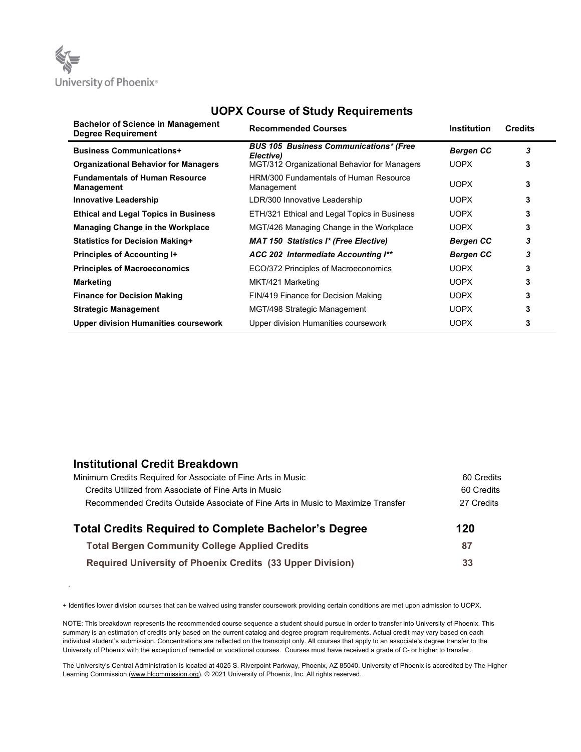## UOPX Course of Study Requirements

| Bachelor of Science in Management Degree Requirement | Recommended Courses | Institution | Credits |
|---|---|---|---|
| **Business Communications+** | ***BUS 105 Business Communications\* (Free Elective)*** | ***Bergen CC*** | ***3*** |
| **Organizational Behavior for Managers** | MGT/312 Organizational Behavior for Managers | UOPX | **3** |
| **Fundamentals of Human Resource Management** | HRM/300 Fundamentals of Human Resource Management | UOPX | **3** |
| **Innovative Leadership** | LDR/300 Innovative Leadership | UOPX | **3** |
| **Ethical and Legal Topics in Business** | ETH/321 Ethical and Legal Topics in Business | UOPX | **3** |
| **Managing Change in the Workplace** | MGT/426 Managing Change in the Workplace | UOPX | **3** |
| **Statistics for Decision Making+** | ***MAT 150 Statistics I\* (Free Elective)*** | ***Bergen CC*** | ***3*** |
| **Principles of Accounting I+** | ***ACC 202 Intermediate Accounting I\*\**** | ***Bergen CC*** | ***3*** |
| **Principles of Macroeconomics** | ECO/372 Principles of Macroeconomics | UOPX | **3** |
| **Marketing** | MKT/421 Marketing | UOPX | **3** |
| **Finance for Decision Making** | FIN/419 Finance for Decision Making | UOPX | **3** |
| **Strategic Management** | MGT/498 Strategic Management | UOPX | **3** |
| **Upper division Humanities coursework** | Upper division Humanities coursework | UOPX | **3** |

### Institutional Credit Breakdown

| | |
|---|---|
| Minimum Credits Required for Associate of Fine Arts in Music | 60 Credits |
| Credits Utilized from Associate of Fine Arts in Music | 60 Credits |
| Recommended Credits Outside Associate of Fine Arts in Music to Maximize Transfer | 27 Credits |

| | |
|---|---|
| **Total Credits Required to Complete Bachelor's Degree** | **120** |
| **Total Bergen Community College Applied Credits** | **87** |
| **Required University of Phoenix Credits (33 Upper Division)** | **33** |

+ Identifies lower division courses that can be waived using transfer coursework providing certain conditions are met upon admission to UOPX.

NOTE: This breakdown represents the recommended course sequence a student should pursue in order to transfer into University of Phoenix. This summary is an estimation of credits only based on the current catalog and degree program requirements. Actual credit may vary based on each individual student's submission. Concentrations are reflected on the transcript only. All courses that apply to an associate's degree transfer to the University of Phoenix with the exception of remedial or vocational courses. Courses must have received a grade of C- or higher to transfer.

The University's Central Administration is located at 4025 S. Riverpoint Parkway, Phoenix, AZ 85040. University of Phoenix is accredited by The Higher Learning Commission (www.hlcommission.org). © 2021 University of Phoenix, Inc. All rights reserved.